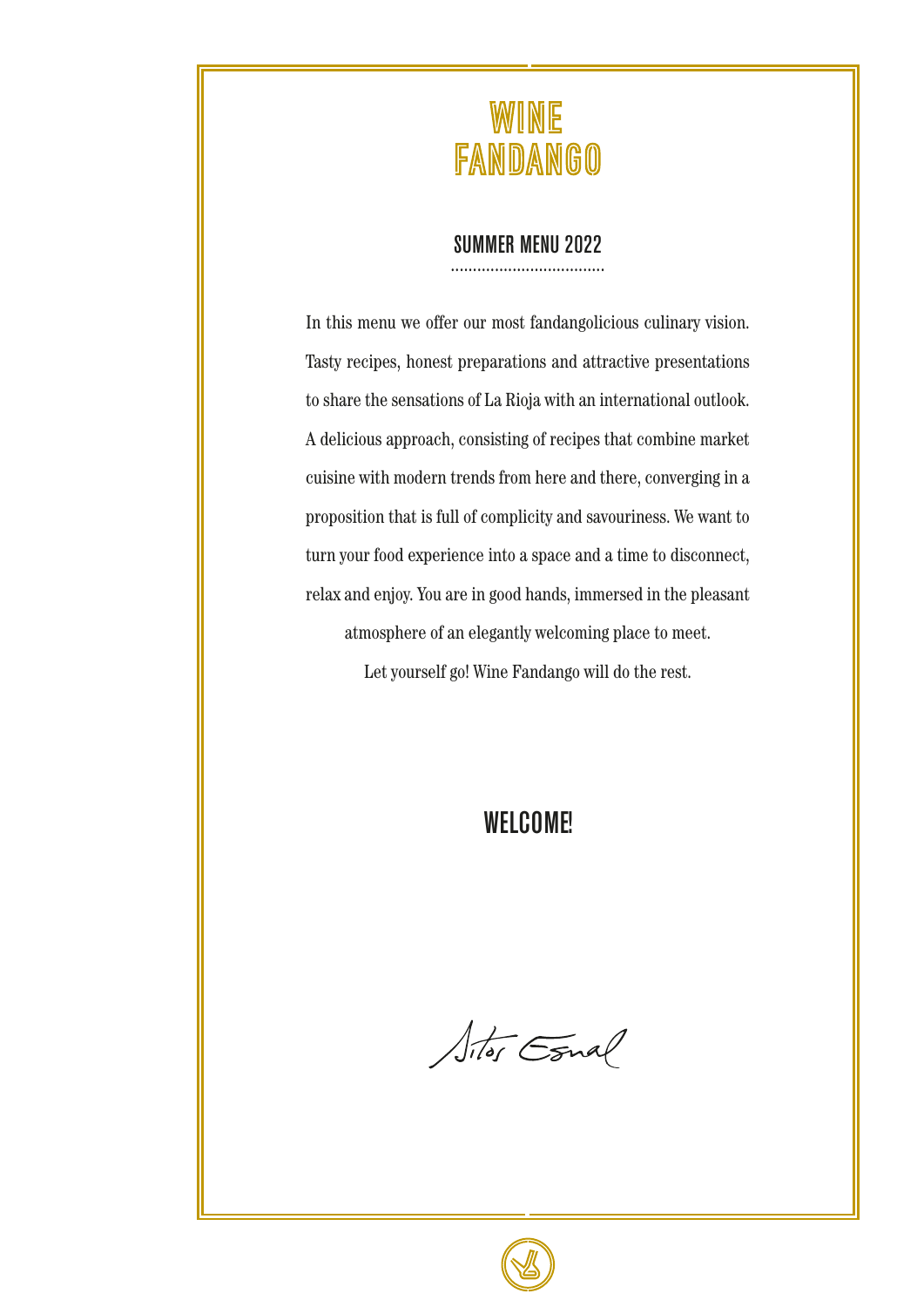# WINE FANDANGO

## SUMMER MENU 2022

In this menu we offer our most fandangolicious culinary vision. Tasty recipes, honest preparations and attractive presentations to share the sensations of La Rioja with an international outlook. A delicious approach, consisting of recipes that combine market cuisine with modern trends from here and there, converging in a proposition that is full of complicity and savouriness. We want to turn your food experience into a space and a time to disconnect, relax and enjoy. You are in good hands, immersed in the pleasant atmosphere of an elegantly welcoming place to meet.

Let yourself go! Wine Fandango will do the rest.

## WELCOME!

Aitor Esnal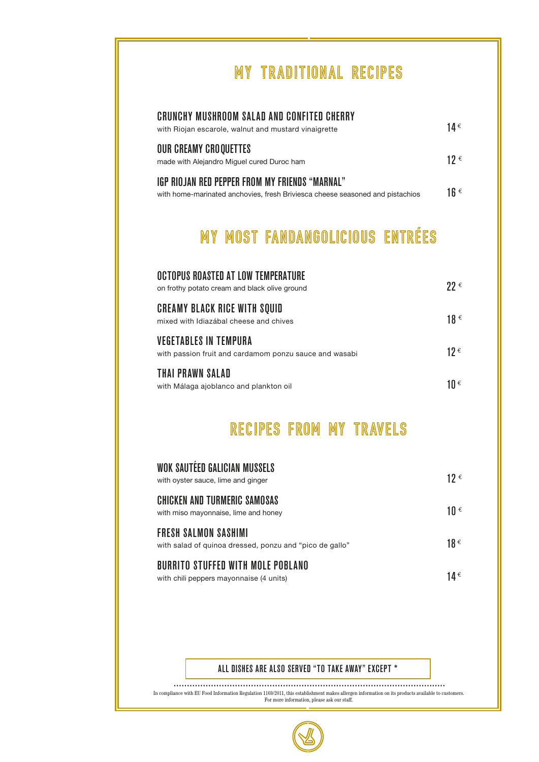## MY TRADITIONAL RECIPES

**CRUNCHY MUSHROOM SALAD AND CONFITED CHERRY**
with Riojan escarole, walnut and mustard vinaigrette — 14 €

**OUR CREAMY CROQUETTES**
made with Alejandro Miguel cured Duroc ham — 12 €

**IGP RIOJAN RED PEPPER FROM MY FRIENDS "MARNAL"**
with home-marinated anchovies, fresh Briviesca cheese seasoned and pistachios — 16 €

## MY MOST FANDANGOLICIOUS ENTRÉES

**OCTOPUS ROASTED AT LOW TEMPERATURE**
on frothy potato cream and black olive ground — 22 €

**CREAMY BLACK RICE WITH SQUID**
mixed with Idiazábal cheese and chives — 18 €

**VEGETABLES IN TEMPURA**
with passion fruit and cardamom ponzu sauce and wasabi — 12 €

**THAI PRAWN SALAD**
with Málaga ajoblanco and plankton oil — 10 €

## RECIPES FROM MY TRAVELS

**WOK SAUTÉED GALICIAN MUSSELS**
with oyster sauce, lime and ginger — 12 €

**CHICKEN AND TURMERIC SAMOSAS**
with miso mayonnaise, lime and honey — 10 €

**FRESH SALMON SASHIMI**
with salad of quinoa dressed, ponzu and "pico de gallo" — 18 €

**BURRITO STUFFED WITH MOLE POBLANO**
with chili peppers mayonnaise (4 units) — 14 €

ALL DISHES ARE ALSO SERVED "TO TAKE AWAY" EXCEPT *

In compliance with EU Food Information Regulation 1169/2011, this establishment makes allergen information on its products available to customers. For more information, please ask our staff.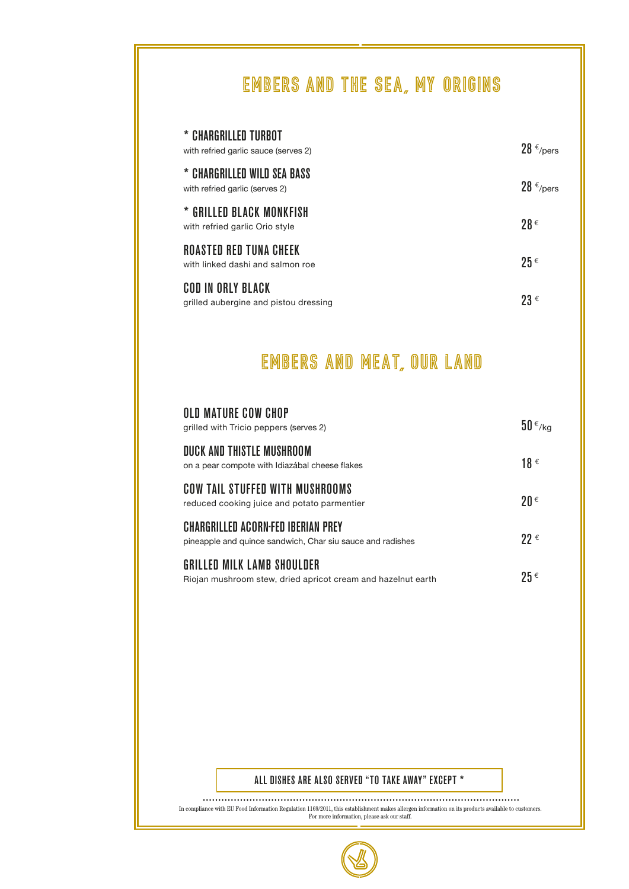## EMBERS AND THE SEA, MY ORIGINS

**\* CHARGRILLED TURBOT**
with refried garlic sauce (serves 2) — 28 €/pers

**\* CHARGRILLED WILD SEA BASS**
with refried garlic (serves 2) — 28 €/pers

**\* GRILLED BLACK MONKFISH**
with refried garlic Orio style — 28 €

**ROASTED RED TUNA CHEEK**
with linked dashi and salmon roe — 25 €

**COD IN ORLY BLACK**
grilled aubergine and pistou dressing — 23 €

## EMBERS AND MEAT, OUR LAND

**OLD MATURE COW CHOP**
grilled with Tricio peppers (serves 2) — 50 €/kg

**DUCK AND THISTLE MUSHROOM**
on a pear compote with Idiazábal cheese flakes — 18 €

**COW TAIL STUFFED WITH MUSHROOMS**
reduced cooking juice and potato parmentier — 20 €

**CHARGRILLED ACORN-FED IBERIAN PREY**
pineapple and quince sandwich, Char siu sauce and radishes — 22 €

**GRILLED MILK LAMB SHOULDER**
Riojan mushroom stew, dried apricot cream and hazelnut earth — 25 €

**ALL DISHES ARE ALSO SERVED "TO TAKE AWAY" EXCEPT \***

In compliance with EU Food Information Regulation 1169/2011, this establishment makes allergen information on its products available to customers.
For more information, please ask our staff.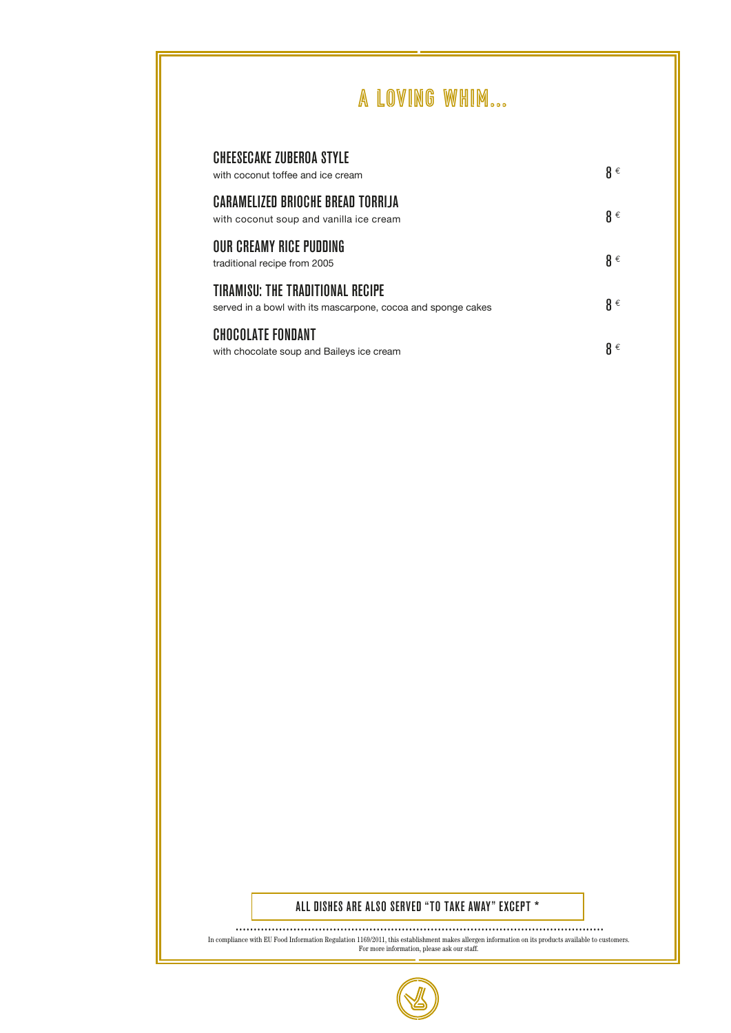# A LOVING WHIM...

### CHEESECAKE ZUBEROA STYLE
with coconut toffee and ice cream — 8 €

### CARAMELIZED BRIOCHE BREAD TORRIJA
with coconut soup and vanilla ice cream — 8 €

### OUR CREAMY RICE PUDDING
traditional recipe from 2005 — 8 €

### TIRAMISU: THE TRADITIONAL RECIPE
served in a bowl with its mascarpone, cocoa and sponge cakes — 8 €

### CHOCOLATE FONDANT
with chocolate soup and Baileys ice cream — 8 €

**ALL DISHES ARE ALSO SERVED "TO TAKE AWAY" EXCEPT ***

In compliance with EU Food Information Regulation 1169/2011, this establishment makes allergen information on its products available to customers.
For more information, please ask our staff.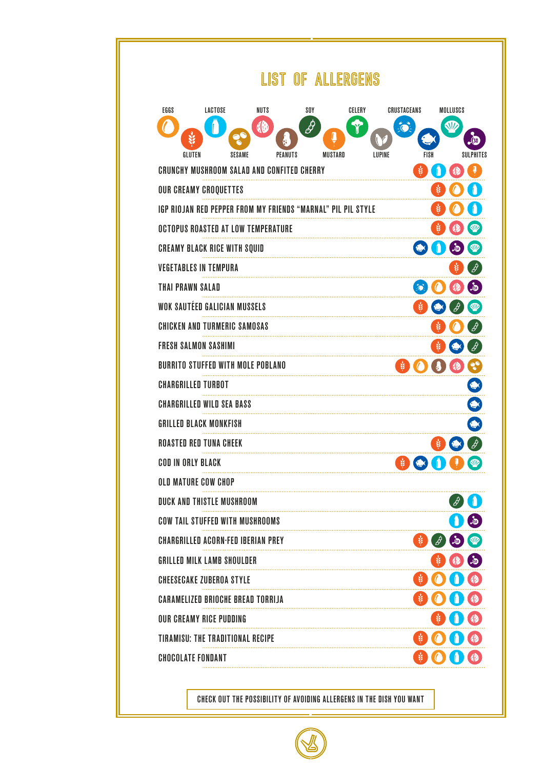# LIST OF ALLERGENS

EGGS · GLUTEN · LACTOSE · SESAME · NUTS · PEANUTS · SOY · MUSTARD · CELERY · LUPINE · CRUSTACEANS · FISH · MOLLUSCS · SULPHITES

| Dish | Allergens |
| --- | --- |
| CRUNCHY MUSHROOM SALAD AND CONFITED CHERRY | Gluten, Lactose, Nuts, Mustard |
| OUR CREAMY CROQUETTES | Gluten, Eggs, Lactose |
| IGP RIOJAN RED PEPPER FROM MY FRIENDS "MARNAL" PIL PIL STYLE | Gluten, Eggs, Lactose |
| OCTOPUS ROASTED AT LOW TEMPERATURE | Gluten, Nuts, Molluscs |
| CREAMY BLACK RICE WITH SQUID | Fish, Lactose, Sulphites, Molluscs |
| VEGETABLES IN TEMPURA | Gluten, Soy |
| THAI PRAWN SALAD | Crustaceans, Eggs, Nuts, Sulphites |
| WOK SAUTÉED GALICIAN MUSSELS | Gluten, Fish, Soy, Molluscs |
| CHICKEN AND TURMERIC SAMOSAS | Gluten, Eggs, Soy |
| FRESH SALMON SASHIMI | Gluten, Fish, Soy |
| BURRITO STUFFED WITH MOLE POBLANO | Gluten, Eggs, Peanuts, Nuts, Sesame |
| CHARGRILLED TURBOT | Fish |
| CHARGRILLED WILD SEA BASS | Fish |
| GRILLED BLACK MONKFISH | Fish |
| ROASTED RED TUNA CHEEK | Gluten, Fish, Soy |
| COD IN ORLY BLACK | Gluten, Fish, Lactose, Mustard, Molluscs |
| OLD MATURE COW CHOP | |
| DUCK AND THISTLE MUSHROOM | Soy, Lactose |
| COW TAIL STUFFED WITH MUSHROOMS | Lactose, Sulphites |
| CHARGRILLED ACORN-FED IBERIAN PREY | Gluten, Soy, Sulphites, Molluscs |
| GRILLED MILK LAMB SHOULDER | Gluten, Nuts, Sulphites |
| CHEESECAKE ZUBEROA STYLE | Gluten, Eggs, Lactose, Nuts |
| CARAMELIZED BRIOCHE BREAD TORRIJA | Gluten, Eggs, Lactose, Nuts |
| OUR CREAMY RICE PUDDING | Gluten, Lactose, Nuts |
| TIRAMISU: THE TRADITIONAL RECIPE | Gluten, Eggs, Lactose, Nuts |
| CHOCOLATE FONDANT | Gluten, Eggs, Lactose, Nuts |

CHECK OUT THE POSSIBILITY OF AVOIDING ALLERGENS IN THE DISH YOU WANT